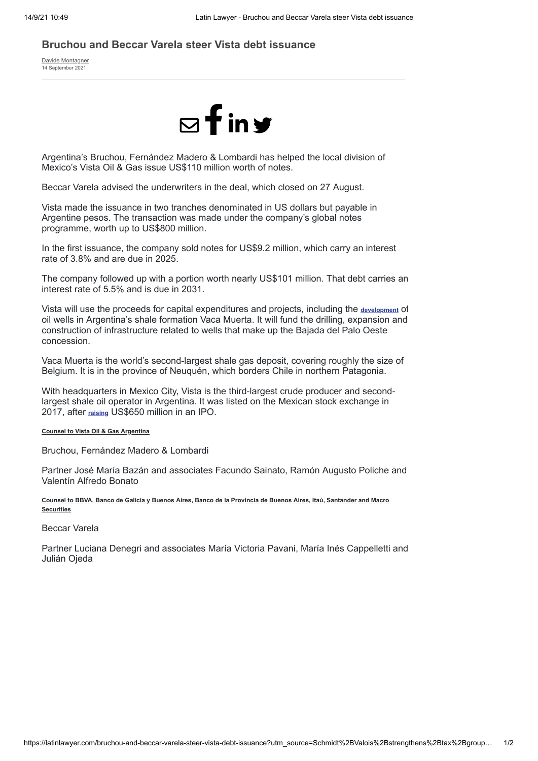# Bruchou and Beccar Varela steer Vista debt issuance

Davide Montagner
14 September 2021

Argentina's Bruchou, Fernández Madero & Lombardi has helped the local division of Mexico's Vista Oil & Gas issue US$110 million worth of notes.

Beccar Varela advised the underwriters in the deal, which closed on 27 August.

Vista made the issuance in two tranches denominated in US dollars but payable in Argentine pesos. The transaction was made under the company's global notes programme, worth up to US$800 million.

In the first issuance, the company sold notes for US$9.2 million, which carry an interest rate of 3.8% and are due in 2025.

The company followed up with a portion worth nearly US$101 million. That debt carries an interest rate of 5.5% and is due in 2031.

Vista will use the proceeds for capital expenditures and projects, including the development of oil wells in Argentina's shale formation Vaca Muerta. It will fund the drilling, expansion and construction of infrastructure related to wells that make up the Bajada del Palo Oeste concession.

Vaca Muerta is the world's second-largest shale gas deposit, covering roughly the size of Belgium. It is in the province of Neuquén, which borders Chile in northern Patagonia.

With headquarters in Mexico City, Vista is the third-largest crude producer and second-largest shale oil operator in Argentina. It was listed on the Mexican stock exchange in 2017, after raising US$650 million in an IPO.

**Counsel to Vista Oil & Gas Argentina**

Bruchou, Fernández Madero & Lombardi

Partner José María Bazán and associates Facundo Sainato, Ramón Augusto Poliche and Valentín Alfredo Bonato

**Counsel to BBVA, Banco de Galicia y Buenos Aires, Banco de la Provincia de Buenos Aires, Itaú, Santander and Macro Securities**

Beccar Varela

Partner Luciana Denegri and associates María Victoria Pavani, María Inés Cappelletti and Julián Ojeda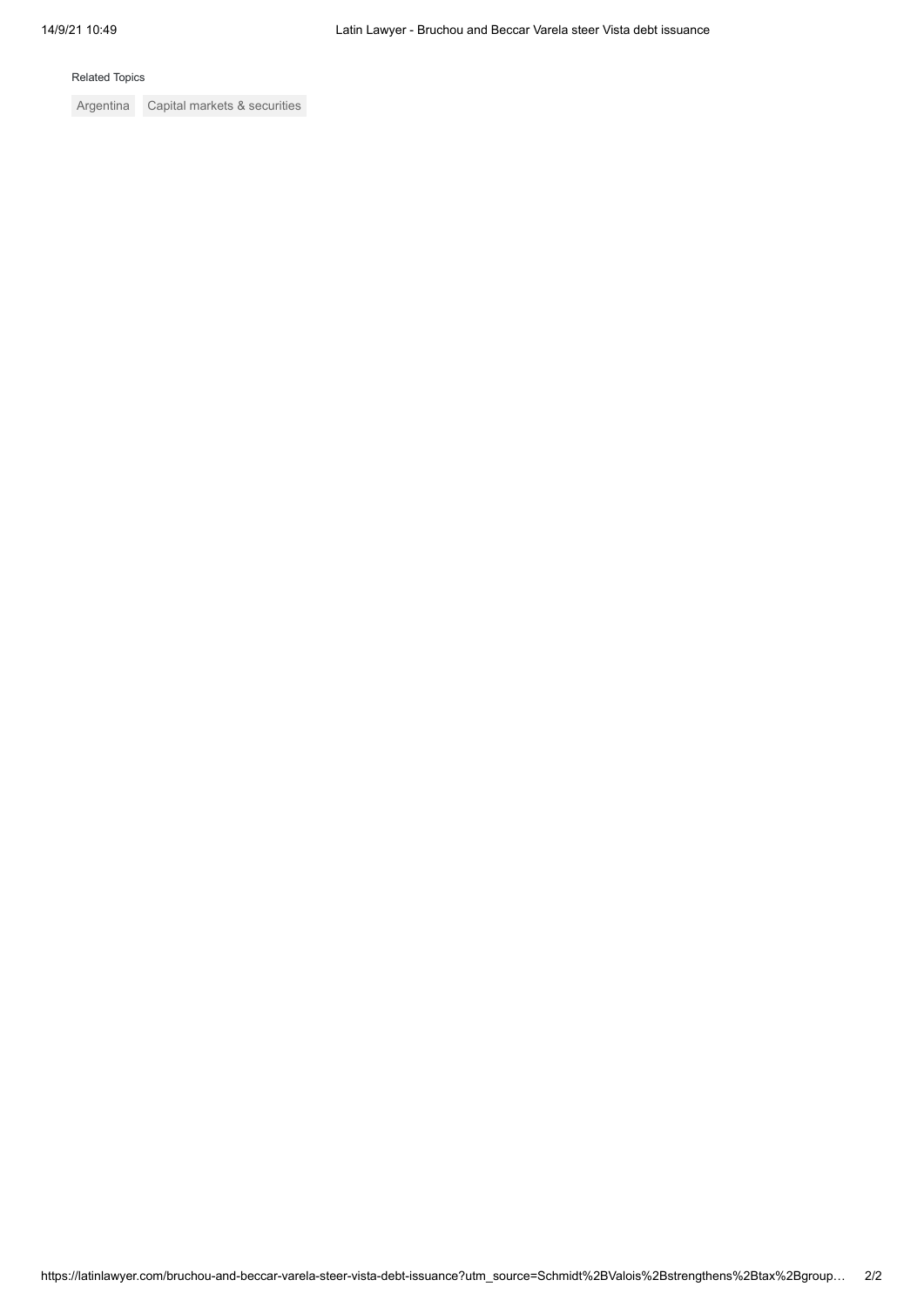Related Topics

Argentina Capital markets & securities